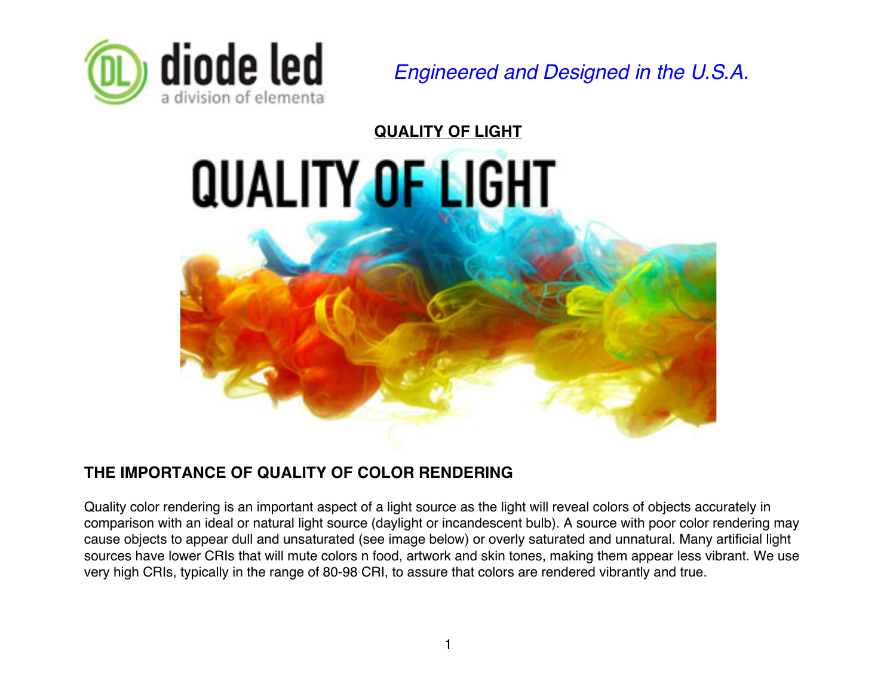*Engineered and Designed in the U.S.A.*

## QUALITY OF LIGHT

### THE IMPORTANCE OF QUALITY OF COLOR RENDERING

Quality color rendering is an important aspect of a light source as the light will reveal colors of objects accurately in comparison with an ideal or natural light source (daylight or incandescent bulb). A source with poor color rendering may cause objects to appear dull and unsaturated (see image below) or overly saturated and unnatural. Many artificial light sources have lower CRIs that will mute colors n food, artwork and skin tones, making them appear less vibrant. We use very high CRIs, typically in the range of 80-98 CRI, to assure that colors are rendered vibrantly and true.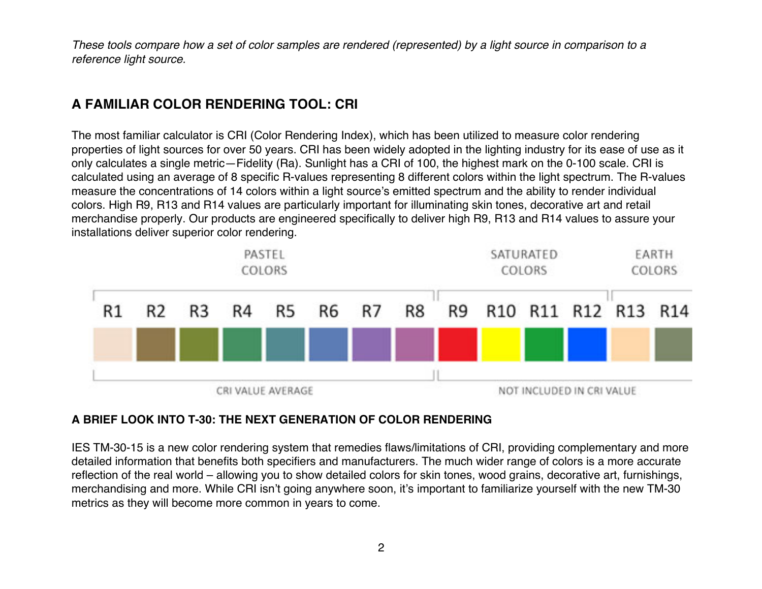*These tools compare how a set of color samples are rendered (represented) by a light source in comparison to a reference light source.*

## A FAMILIAR COLOR RENDERING TOOL: CRI

The most familiar calculator is CRI (Color Rendering Index), which has been utilized to measure color rendering properties of light sources for over 50 years. CRI has been widely adopted in the lighting industry for its ease of use as it only calculates a single metric—Fidelity (Ra). Sunlight has a CRI of 100, the highest mark on the 0-100 scale. CRI is calculated using an average of 8 specific R-values representing 8 different colors within the light spectrum. The R-values measure the concentrations of 14 colors within a light source's emitted spectrum and the ability to render individual colors. High R9, R13 and R14 values are particularly important for illuminating skin tones, decorative art and retail merchandise properly. Our products are engineered specifically to deliver high R9, R13 and R14 values to assure your installations deliver superior color rendering.

| PASTEL COLORS | | | | | | | | SATURATED COLORS | | | | EARTH COLORS | |
|---|---|---|---|---|---|---|---|---|---|---|---|---|---|
| R1 | R2 | R3 | R4 | R5 | R6 | R7 | R8 | R9 | R10 | R11 | R12 | R13 | R14 |
| CRI VALUE AVERAGE | | | | | | | | NOT INCLUDED IN CRI VALUE | | | | | |

### A BRIEF LOOK INTO T-30: THE NEXT GENERATION OF COLOR RENDERING

IES TM-30-15 is a new color rendering system that remedies flaws/limitations of CRI, providing complementary and more detailed information that benefits both specifiers and manufacturers. The much wider range of colors is a more accurate reflection of the real world – allowing you to show detailed colors for skin tones, wood grains, decorative art, furnishings, merchandising and more. While CRI isn't going anywhere soon, it's important to familiarize yourself with the new TM-30 metrics as they will become more common in years to come.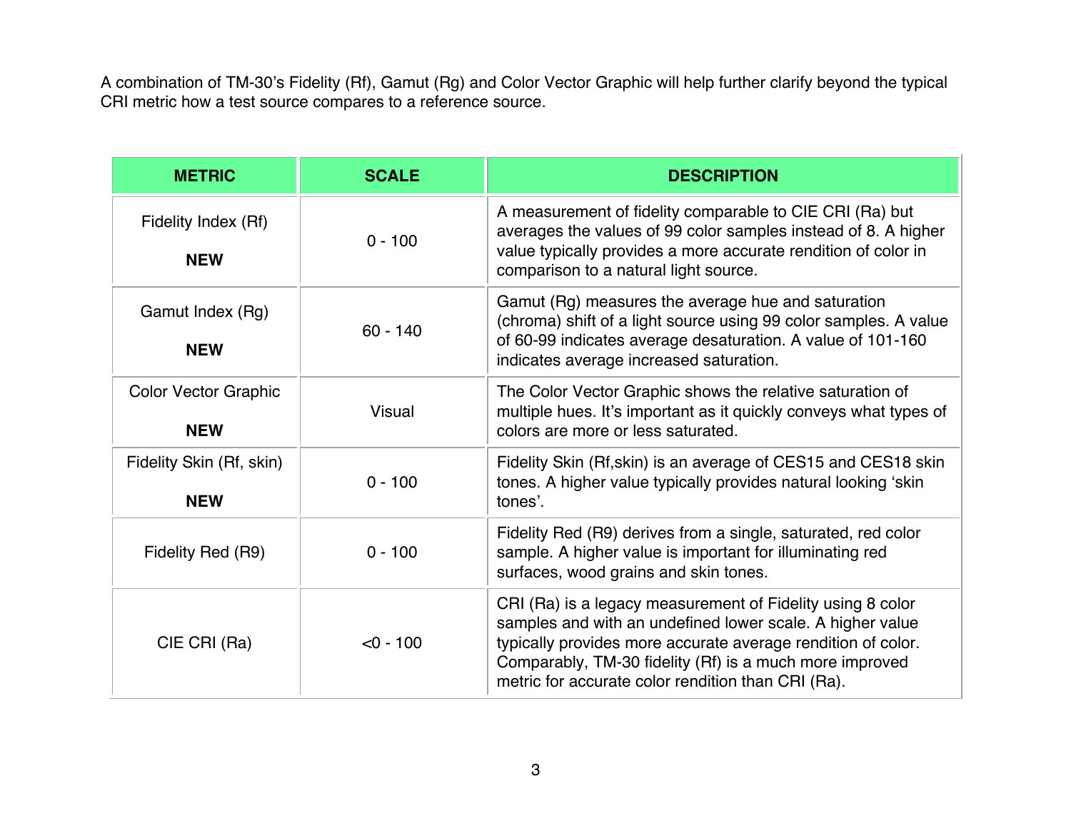A combination of TM-30's Fidelity (Rf), Gamut (Rg) and Color Vector Graphic will help further clarify beyond the typical CRI metric how a test source compares to a reference source.

| METRIC | SCALE | DESCRIPTION |
| --- | --- | --- |
| Fidelity Index (Rf) **NEW** | 0 - 100 | A measurement of fidelity comparable to CIE CRI (Ra) but averages the values of 99 color samples instead of 8. A higher value typically provides a more accurate rendition of color in comparison to a natural light source. |
| Gamut Index (Rg) **NEW** | 60 - 140 | Gamut (Rg) measures the average hue and saturation (chroma) shift of a light source using 99 color samples. A value of 60-99 indicates average desaturation. A value of 101-160 indicates average increased saturation. |
| Color Vector Graphic **NEW** | Visual | The Color Vector Graphic shows the relative saturation of multiple hues. It's important as it quickly conveys what types of colors are more or less saturated. |
| Fidelity Skin (Rf, skin) **NEW** | 0 - 100 | Fidelity Skin (Rf,skin) is an average of CES15 and CES18 skin tones. A higher value typically provides natural looking 'skin tones'. |
| Fidelity Red (R9) | 0 - 100 | Fidelity Red (R9) derives from a single, saturated, red color sample. A higher value is important for illuminating red surfaces, wood grains and skin tones. |
| CIE CRI (Ra) | <0 - 100 | CRI (Ra) is a legacy measurement of Fidelity using 8 color samples and with an undefined lower scale. A higher value typically provides more accurate average rendition of color. Comparably, TM-30 fidelity (Rf) is a much more improved metric for accurate color rendition than CRI (Ra). |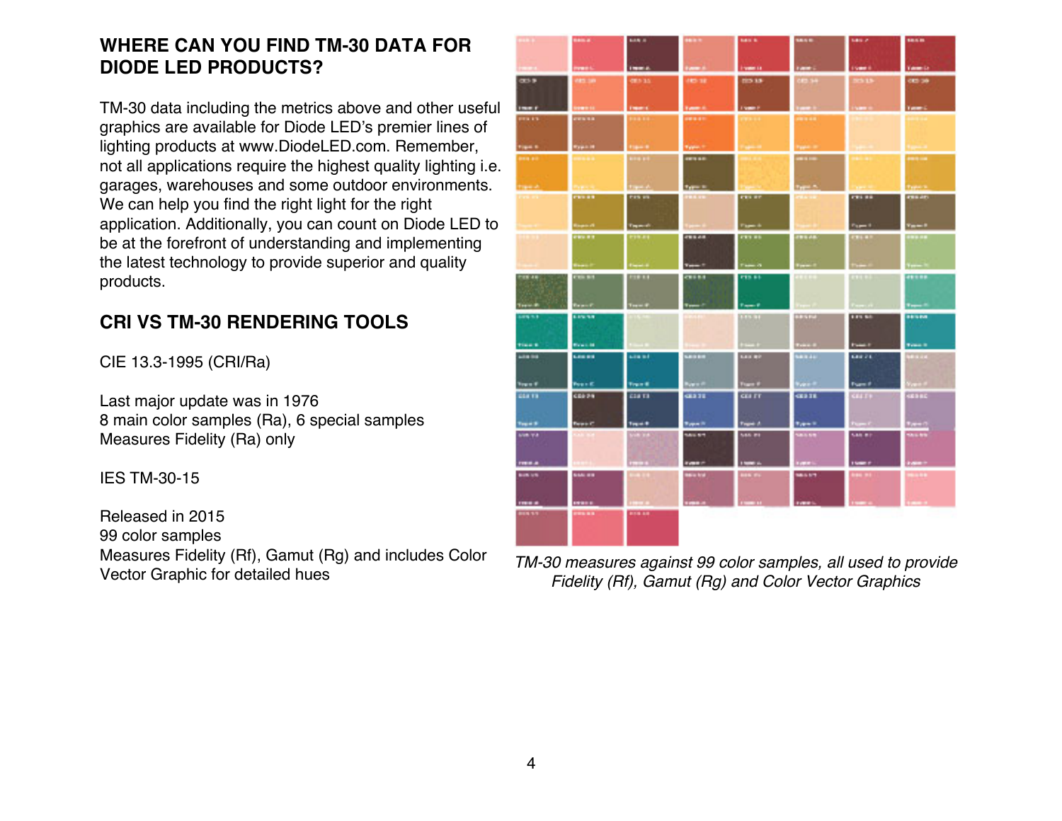## WHERE CAN YOU FIND TM-30 DATA FOR DIODE LED PRODUCTS?

TM-30 data including the metrics above and other useful graphics are available for Diode LED's premier lines of lighting products at www.DiodeLED.com. Remember, not all applications require the highest quality lighting i.e. garages, warehouses and some outdoor environments. We can help you find the right light for the right application. Additionally, you can count on Diode LED to be at the forefront of understanding and implementing the latest technology to provide superior and quality products.

## CRI VS TM-30 RENDERING TOOLS

CIE 13.3-1995 (CRI/Ra)

Last major update was in 1976
8 main color samples (Ra), 6 special samples
Measures Fidelity (Ra) only

IES TM-30-15

Released in 2015
99 color samples
Measures Fidelity (Rf), Gamut (Rg) and includes Color Vector Graphic for detailed hues

*TM-30 measures against 99 color samples, all used to provide Fidelity (Rf), Gamut (Rg) and Color Vector Graphics*